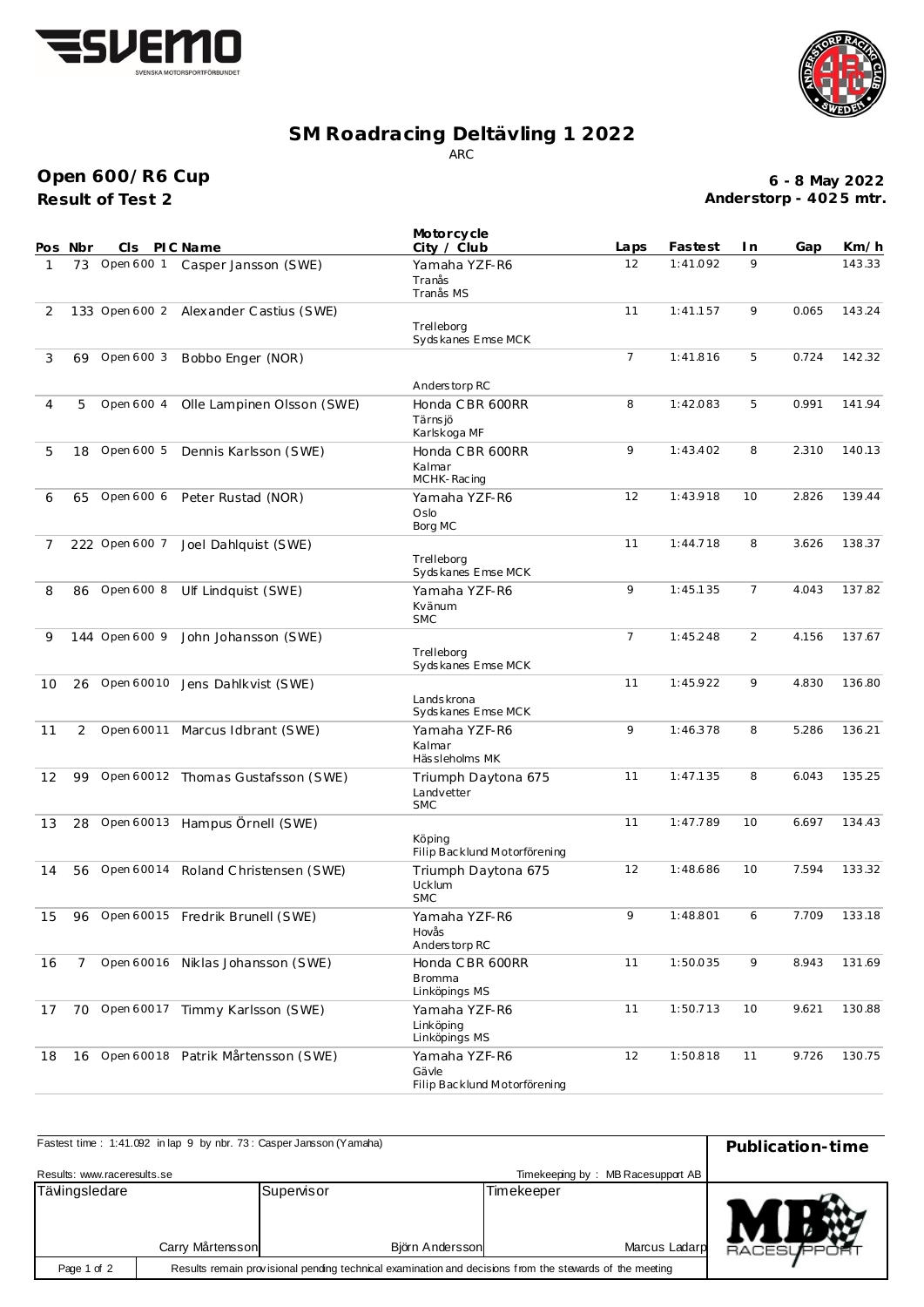# SM Roadracing Deltävling 1 2022

ARC

## Open 600/R6 Cup

**Result of Test 2**

**6 - 8 May 2022**
**Anderstorp - 4025 mtr.**

| Pos | Nbr | Cls | PIC | Name | Motorcycle City / Club | Laps | Fastest | In | Gap | Km/h |
|---|---|---|---|---|---|---|---|---|---|---|
| 1 | 73 | Open 600 | 1 | Casper Jansson (SWE) | Yamaha YZF-R6 Tranås Tranås MS | 12 | 1:41.092 | 9 | | 143.33 |
| 2 | 133 | Open 600 | 2 | Alexander Castius (SWE) | Trelleborg Sydskanes Emse MCK | 11 | 1:41.157 | 9 | 0.065 | 143.24 |
| 3 | 69 | Open 600 | 3 | Bobbo Enger (NOR) | Anderstorp RC | 7 | 1:41.816 | 5 | 0.724 | 142.32 |
| 4 | 5 | Open 600 | 4 | Olle Lampinen Olsson (SWE) | Honda CBR 600RR Tärnsjö Karlskoga MF | 8 | 1:42.083 | 5 | 0.991 | 141.94 |
| 5 | 18 | Open 600 | 5 | Dennis Karlsson (SWE) | Honda CBR 600RR Kalmar MCHK-Racing | 9 | 1:43.402 | 8 | 2.310 | 140.13 |
| 6 | 65 | Open 600 | 6 | Peter Rustad (NOR) | Yamaha YZF-R6 Oslo Borg MC | 12 | 1:43.918 | 10 | 2.826 | 139.44 |
| 7 | 222 | Open 600 | 7 | Joel Dahlquist (SWE) | Trelleborg Sydskanes Emse MCK | 11 | 1:44.718 | 8 | 3.626 | 138.37 |
| 8 | 86 | Open 600 | 8 | Ulf Lindquist (SWE) | Yamaha YZF-R6 Kvänum SMC | 9 | 1:45.135 | 7 | 4.043 | 137.82 |
| 9 | 144 | Open 600 | 9 | John Johansson (SWE) | Trelleborg Sydskanes Emse MCK | 7 | 1:45.248 | 2 | 4.156 | 137.67 |
| 10 | 26 | Open 600 | 10 | Jens Dahlkvist (SWE) | Landskrona Sydskanes Emse MCK | 11 | 1:45.922 | 9 | 4.830 | 136.80 |
| 11 | 2 | Open 600 | 11 | Marcus Idbrant (SWE) | Yamaha YZF-R6 Kalmar Hässleholms MK | 9 | 1:46.378 | 8 | 5.286 | 136.21 |
| 12 | 99 | Open 600 | 12 | Thomas Gustafsson (SWE) | Triumph Daytona 675 Landvetter SMC | 11 | 1:47.135 | 8 | 6.043 | 135.25 |
| 13 | 28 | Open 600 | 13 | Hampus Örnell (SWE) | Köping Filip Backlund Motorförening | 11 | 1:47.789 | 10 | 6.697 | 134.43 |
| 14 | 56 | Open 600 | 14 | Roland Christensen (SWE) | Triumph Daytona 675 Ucklum SMC | 12 | 1:48.686 | 10 | 7.594 | 133.32 |
| 15 | 96 | Open 600 | 15 | Fredrik Brunell (SWE) | Yamaha YZF-R6 Hovås Anderstorp RC | 9 | 1:48.801 | 6 | 7.709 | 133.18 |
| 16 | 7 | Open 600 | 16 | Niklas Johansson (SWE) | Honda CBR 600RR Bromma Linköpings MS | 11 | 1:50.035 | 9 | 8.943 | 131.69 |
| 17 | 70 | Open 600 | 17 | Timmy Karlsson (SWE) | Yamaha YZF-R6 Linköping Linköpings MS | 11 | 1:50.713 | 10 | 9.621 | 130.88 |
| 18 | 16 | Open 600 | 18 | Patrik Mårtensson (SWE) | Yamaha YZF-R6 Gävle Filip Backlund Motorförening | 12 | 1:50.818 | 11 | 9.726 | 130.75 |

Fastest time : 1:41.092 in lap 9 by nbr. 73 : Casper Jansson (Yamaha)

**Publication-time**

Results: www.raceresults.se

Timekeeping by : MB Racesupport AB

| Tävlingsledare | Supervisor | Timekeeper |
|---|---|---|
| Carry Mårtensson | Björn Andersson | Marcus Ladarp |

Results remain provisional pending technical examination and decisions from the stewards of the meeting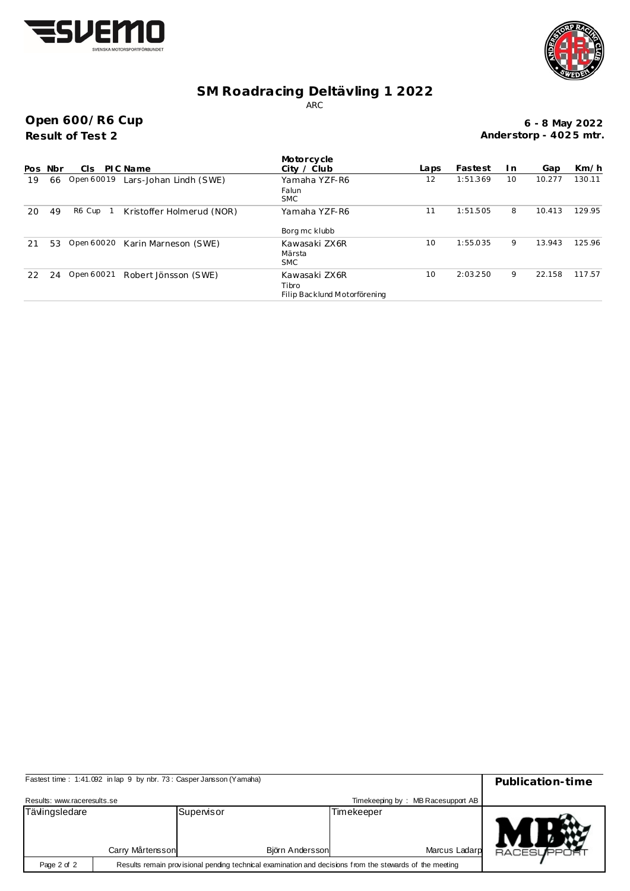# SM Roadracing Deltävling 1 2022

ARC

## Open 600/R6 Cup

**Result of Test 2**

**6 - 8 May 2022**
**Anderstorp - 4025 mtr.**

| Pos | Nbr | Cls | PIC | Name | Motorcycle City / Club | Laps | Fastest | In | Gap | Km/h |
|---|---|---|---|---|---|---|---|---|---|---|
| 19 | 66 | Open 600 | 19 | Lars-Johan Lindh (SWE) | Yamaha YZF-R6 Falun SMC | 12 | 1:51.369 | 10 | 10.277 | 130.11 |
| 20 | 49 | R6 Cup | 1 | Kristoffer Holmerud (NOR) | Yamaha YZF-R6 Borg mc klubb | 11 | 1:51.505 | 8 | 10.413 | 129.95 |
| 21 | 53 | Open 600 | 20 | Karin Marneson (SWE) | Kawasaki ZX6R Märsta SMC | 10 | 1:55.035 | 9 | 13.943 | 125.96 |
| 22 | 24 | Open 600 | 21 | Robert Jönsson (SWE) | Kawasaki ZX6R Tibro Filip Backlund Motorförening | 10 | 2:03.250 | 9 | 22.158 | 117.57 |

Fastest time : 1:41.092 in lap 9 by nbr. 73 : Casper Jansson (Yamaha)

**Publication-time**

Results: www.raceresults.se

Timekeeping by : MB Racesupport AB

| Tävlingsledare | Supervisor | Timekeeper |
|---|---|---|
| Carry Mårtensson | Björn Andersson | Marcus Ladarp |

Results remain provisional pending technical examination and decisions from the stewards of the meeting